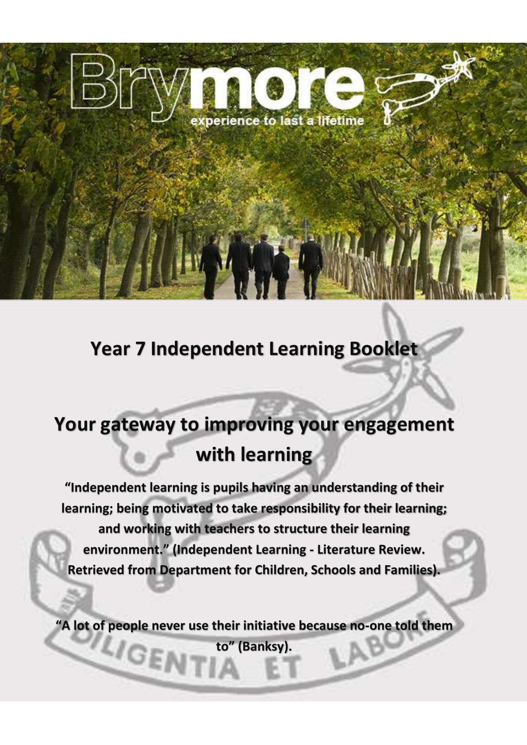# Year 7 Independent Learning Booklet

## Your gateway to improving your engagement with learning

**"Independent learning is pupils having an understanding of their learning; being motivated to take responsibility for their learning; and working with teachers to structure their learning environment." (Independent Learning - Literature Review. Retrieved from Department for Children, Schools and Families).**

**"A lot of people never use their initiative because no-one told them to" (Banksy).**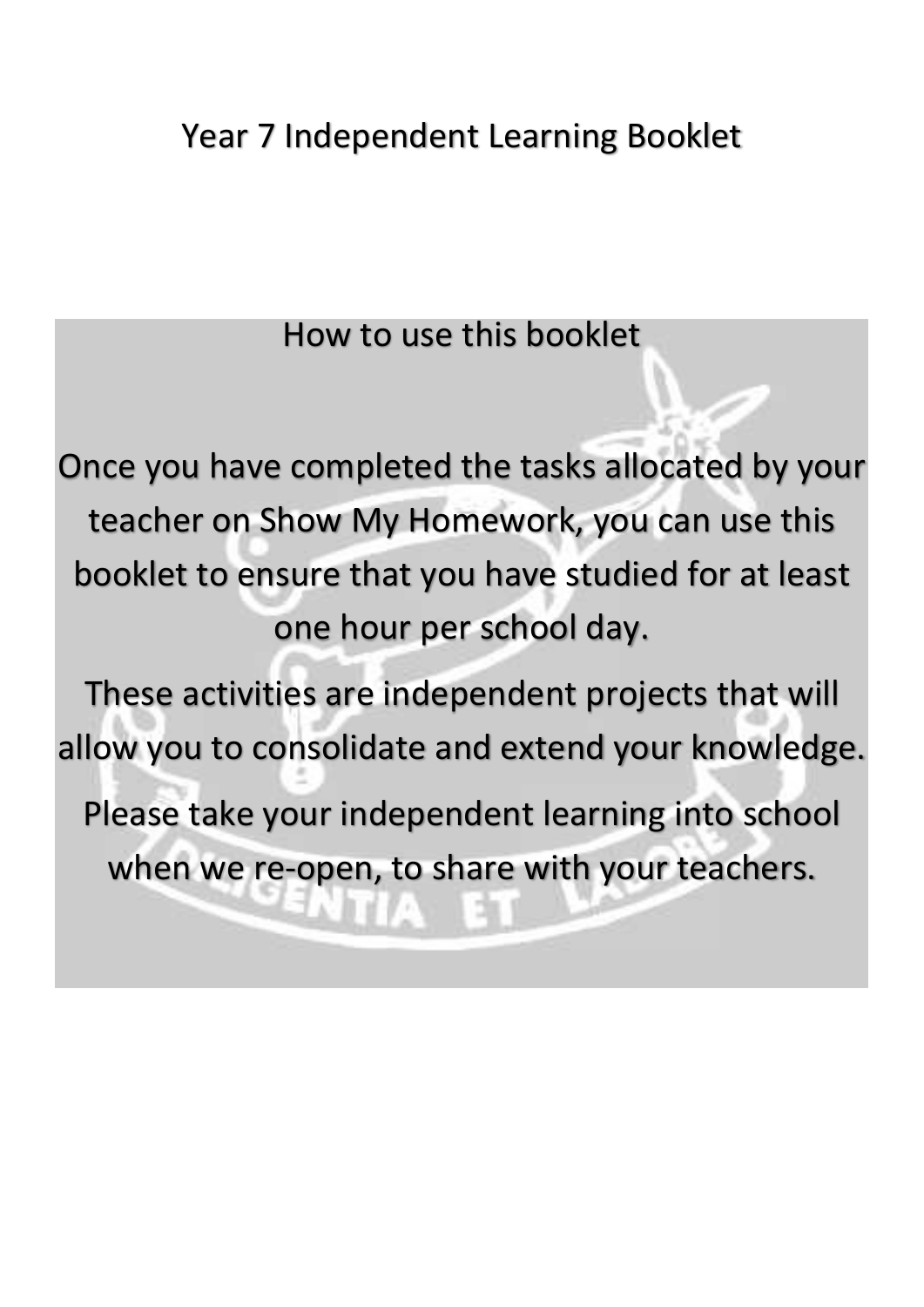# Year 7 Independent Learning Booklet

## How to use this booklet

Once you have completed the tasks allocated by your teacher on Show My Homework, you can use this booklet to ensure that you have studied for at least one hour per school day.

These activities are independent projects that will allow you to consolidate and extend your knowledge.

Please take your independent learning into school when we re-open, to share with your teachers.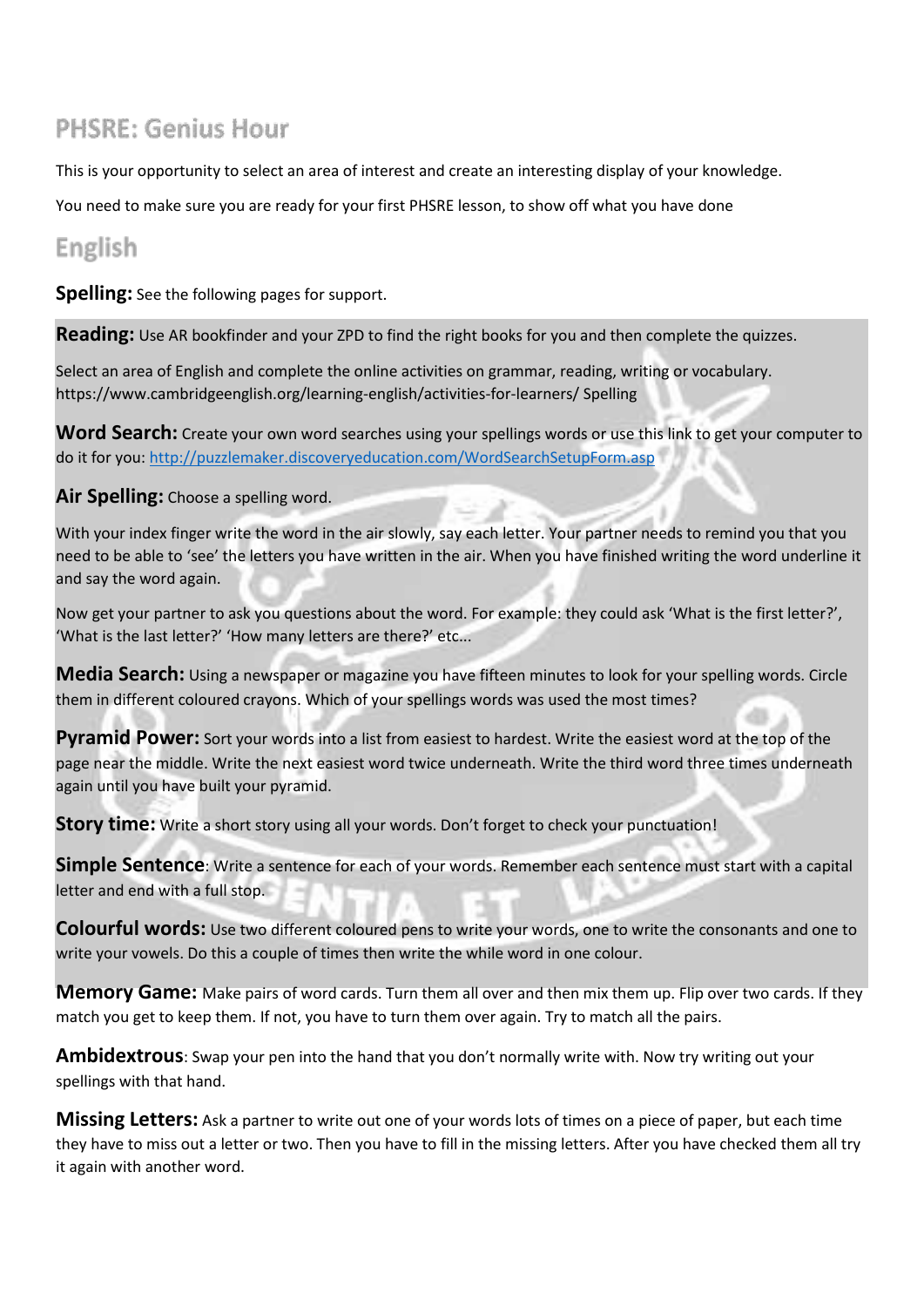## PHSRE: Genius Hour

This is your opportunity to select an area of interest and create an interesting display of your knowledge.

You need to make sure you are ready for your first PHSRE lesson, to show off what you have done

## English

**Spelling:** See the following pages for support.

**Reading:** Use AR bookfinder and your ZPD to find the right books for you and then complete the quizzes.

Select an area of English and complete the online activities on grammar, reading, writing or vocabulary. https://www.cambridgeenglish.org/learning-english/activities-for-learners/ Spelling

**Word Search:** Create your own word searches using your spellings words or use this link to get your computer to do it for you: http://puzzlemaker.discoveryeducation.com/WordSearchSetupForm.asp

**Air Spelling:** Choose a spelling word.

With your index finger write the word in the air slowly, say each letter. Your partner needs to remind you that you need to be able to 'see' the letters you have written in the air. When you have finished writing the word underline it and say the word again.

Now get your partner to ask you questions about the word. For example: they could ask 'What is the first letter?', 'What is the last letter?' 'How many letters are there?' etc...

**Media Search:** Using a newspaper or magazine you have fifteen minutes to look for your spelling words. Circle them in different coloured crayons. Which of your spellings words was used the most times?

**Pyramid Power:** Sort your words into a list from easiest to hardest. Write the easiest word at the top of the page near the middle. Write the next easiest word twice underneath. Write the third word three times underneath again until you have built your pyramid.

**Story time:** Write a short story using all your words. Don't forget to check your punctuation!

**Simple Sentence**: Write a sentence for each of your words. Remember each sentence must start with a capital letter and end with a full stop.

**Colourful words:** Use two different coloured pens to write your words, one to write the consonants and one to write your vowels. Do this a couple of times then write the while word in one colour.

**Memory Game:** Make pairs of word cards. Turn them all over and then mix them up. Flip over two cards. If they match you get to keep them. If not, you have to turn them over again. Try to match all the pairs.

**Ambidextrous**: Swap your pen into the hand that you don't normally write with. Now try writing out your spellings with that hand.

**Missing Letters:** Ask a partner to write out one of your words lots of times on a piece of paper, but each time they have to miss out a letter or two. Then you have to fill in the missing letters. After you have checked them all try it again with another word.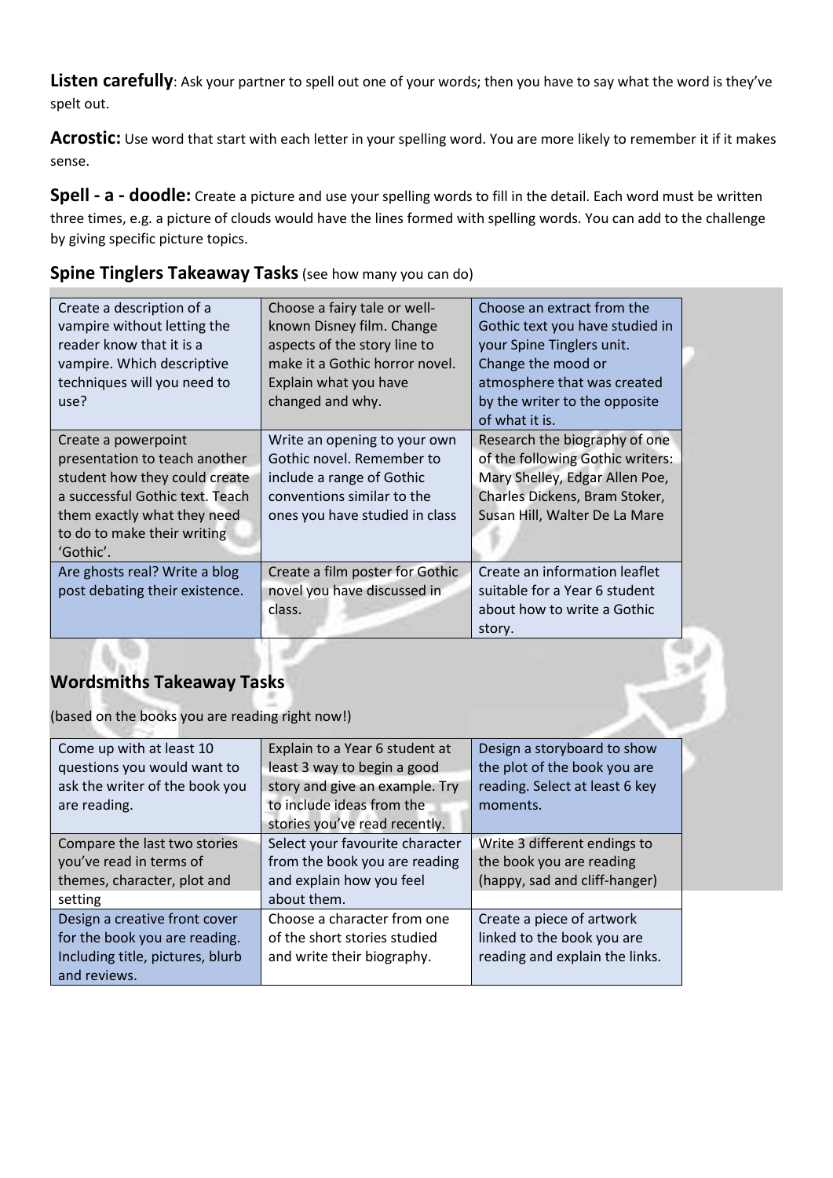**Listen carefully**: Ask your partner to spell out one of your words; then you have to say what the word is they've spelt out.

**Acrostic:** Use word that start with each letter in your spelling word. You are more likely to remember it if it makes sense.

**Spell - a - doodle:** Create a picture and use your spelling words to fill in the detail. Each word must be written three times, e.g. a picture of clouds would have the lines formed with spelling words. You can add to the challenge by giving specific picture topics.

## Spine Tinglers Takeaway Tasks (see how many you can do)

| | | |
|---|---|---|
| Create a description of a vampire without letting the reader know that it is a vampire. Which descriptive techniques will you need to use? | Choose a fairy tale or well-known Disney film. Change aspects of the story line to make it a Gothic horror novel. Explain what you have changed and why. | Choose an extract from the Gothic text you have studied in your Spine Tinglers unit. Change the mood or atmosphere that was created by the writer to the opposite of what it is. |
| Create a powerpoint presentation to teach another student how they could create a successful Gothic text. Teach them exactly what they need to do to make their writing 'Gothic'. | Write an opening to your own Gothic novel. Remember to include a range of Gothic conventions similar to the ones you have studied in class | Research the biography of one of the following Gothic writers: Mary Shelley, Edgar Allen Poe, Charles Dickens, Bram Stoker, Susan Hill, Walter De La Mare |
| Are ghosts real? Write a blog post debating their existence. | Create a film poster for Gothic novel you have discussed in class. | Create an information leaflet suitable for a Year 6 student about how to write a Gothic story. |

## Wordsmiths Takeaway Tasks

(based on the books you are reading right now!)

| | | |
|---|---|---|
| Come up with at least 10 questions you would want to ask the writer of the book you are reading. | Explain to a Year 6 student at least 3 way to begin a good story and give an example. Try to include ideas from the stories you've read recently. | Design a storyboard to show the plot of the book you are reading. Select at least 6 key moments. |
| Compare the last two stories you've read in terms of themes, character, plot and setting | Select your favourite character from the book you are reading and explain how you feel about them. | Write 3 different endings to the book you are reading (happy, sad and cliff-hanger) |
| Design a creative front cover for the book you are reading. Including title, pictures, blurb and reviews. | Choose a character from one of the short stories studied and write their biography. | Create a piece of artwork linked to the book you are reading and explain the links. |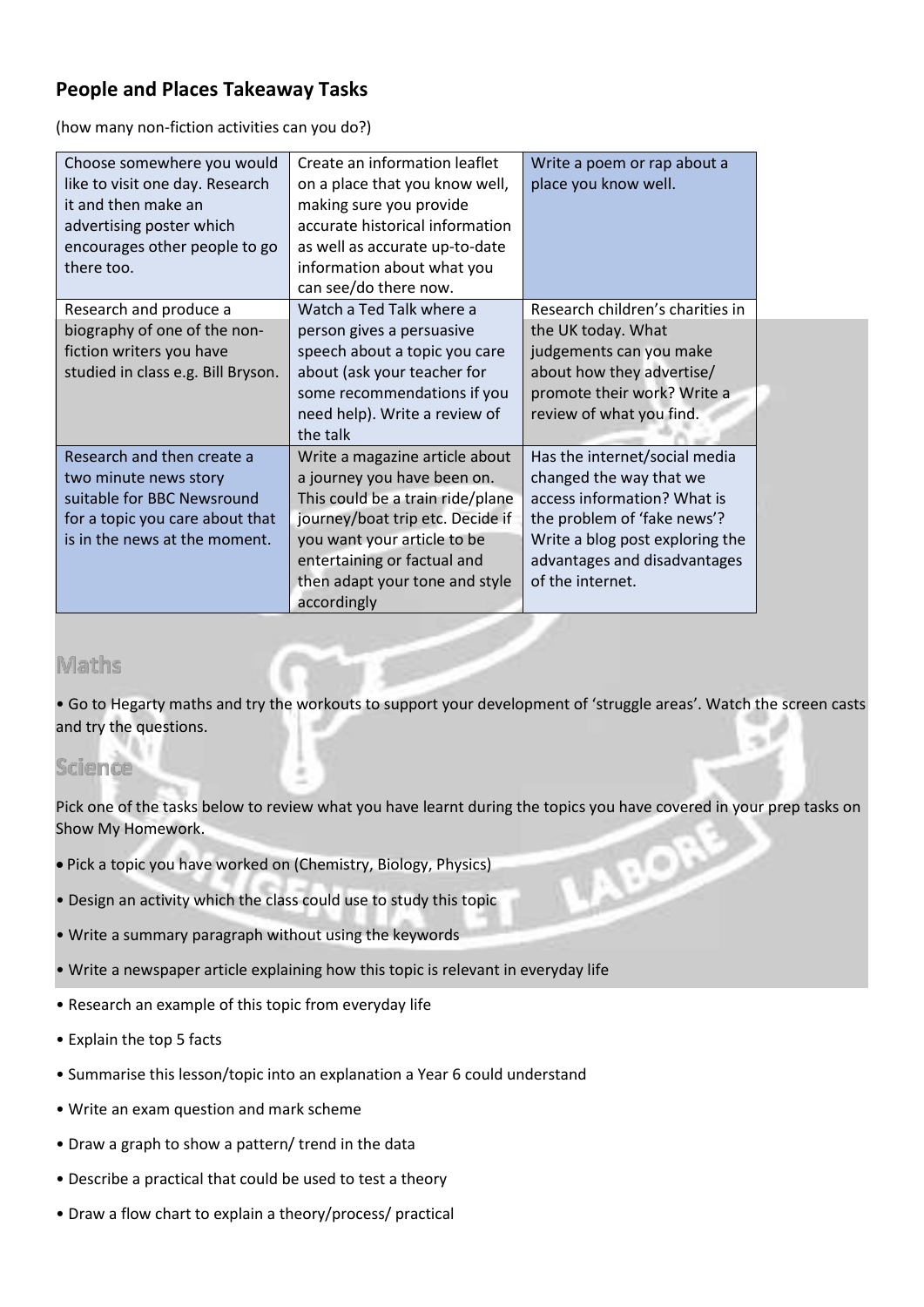## People and Places Takeaway Tasks

(how many non-fiction activities can you do?)

| | | |
|---|---|---|
| Choose somewhere you would like to visit one day. Research it and then make an advertising poster which encourages other people to go there too. | Create an information leaflet on a place that you know well, making sure you provide accurate historical information as well as accurate up-to-date information about what you can see/do there now. | Write a poem or rap about a place you know well. |
| Research and produce a biography of one of the non-fiction writers you have studied in class e.g. Bill Bryson. | Watch a Ted Talk where a person gives a persuasive speech about a topic you care about (ask your teacher for some recommendations if you need help). Write a review of the talk | Research children's charities in the UK today. What judgements can you make about how they advertise/ promote their work? Write a review of what you find. |
| Research and then create a two minute news story suitable for BBC Newsround for a topic you care about that is in the news at the moment. | Write a magazine article about a journey you have been on. This could be a train ride/plane journey/boat trip etc. Decide if you want your article to be entertaining or factual and then adapt your tone and style accordingly | Has the internet/social media changed the way that we access information? What is the problem of 'fake news'? Write a blog post exploring the advantages and disadvantages of the internet. |

## Maths

- Go to Hegarty maths and try the workouts to support your development of 'struggle areas'. Watch the screen casts and try the questions.

## Science

Pick one of the tasks below to review what you have learnt during the topics you have covered in your prep tasks on Show My Homework.

- Pick a topic you have worked on (Chemistry, Biology, Physics)
- Design an activity which the class could use to study this topic
- Write a summary paragraph without using the keywords
- Write a newspaper article explaining how this topic is relevant in everyday life
- Research an example of this topic from everyday life
- Explain the top 5 facts
- Summarise this lesson/topic into an explanation a Year 6 could understand
- Write an exam question and mark scheme
- Draw a graph to show a pattern/ trend in the data
- Describe a practical that could be used to test a theory
- Draw a flow chart to explain a theory/process/ practical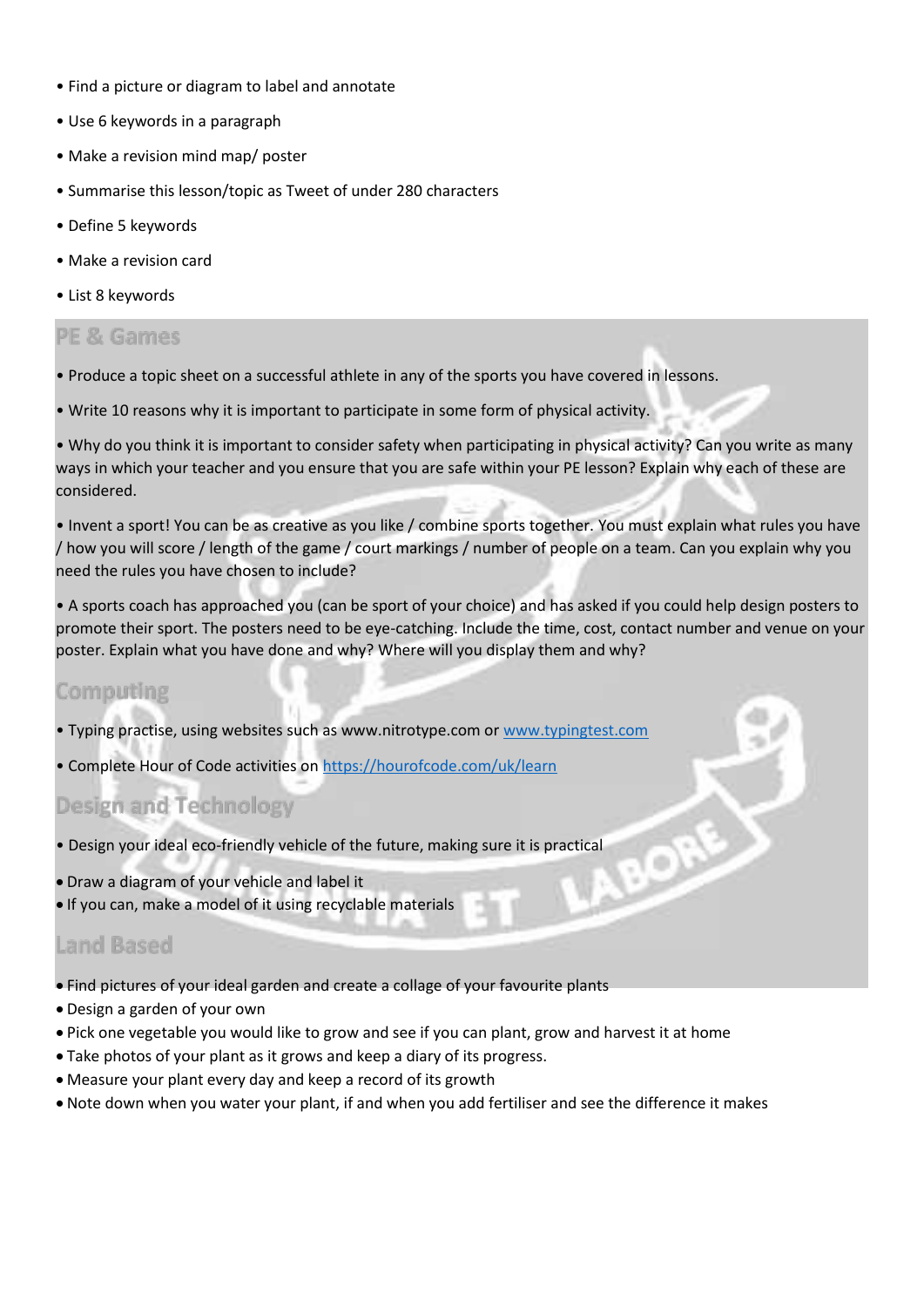- Find a picture or diagram to label and annotate
- Use 6 keywords in a paragraph
- Make a revision mind map/ poster
- Summarise this lesson/topic as Tweet of under 280 characters
- Define 5 keywords
- Make a revision card
- List 8 keywords

## PE & Games

- Produce a topic sheet on a successful athlete in any of the sports you have covered in lessons.
- Write 10 reasons why it is important to participate in some form of physical activity.
- Why do you think it is important to consider safety when participating in physical activity? Can you write as many ways in which your teacher and you ensure that you are safe within your PE lesson? Explain why each of these are considered.
- Invent a sport! You can be as creative as you like / combine sports together. You must explain what rules you have / how you will score / length of the game / court markings / number of people on a team. Can you explain why you need the rules you have chosen to include?
- A sports coach has approached you (can be sport of your choice) and has asked if you could help design posters to promote their sport. The posters need to be eye-catching. Include the time, cost, contact number and venue on your poster. Explain what you have done and why? Where will you display them and why?

## Computing

- Typing practise, using websites such as www.nitrotype.com or [www.typingtest.com](www.typingtest.com)
- Complete Hour of Code activities on [https://hourofcode.com/uk/learn](https://hourofcode.com/uk/learn)

## Design and Technology

- Design your ideal eco-friendly vehicle of the future, making sure it is practical
- Draw a diagram of your vehicle and label it
- If you can, make a model of it using recyclable materials

## Land Based

- Find pictures of your ideal garden and create a collage of your favourite plants
- Design a garden of your own
- Pick one vegetable you would like to grow and see if you can plant, grow and harvest it at home
- Take photos of your plant as it grows and keep a diary of its progress.
- Measure your plant every day and keep a record of its growth
- Note down when you water your plant, if and when you add fertiliser and see the difference it makes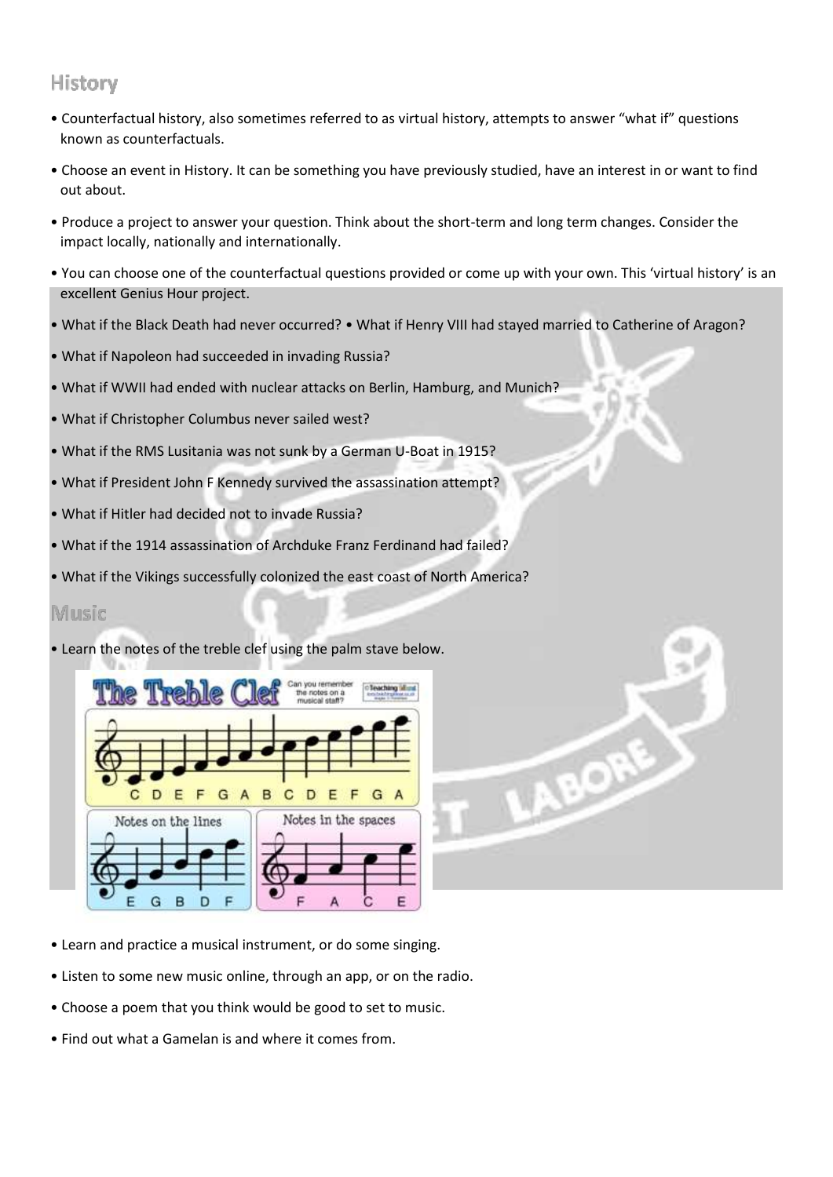## History

- Counterfactual history, also sometimes referred to as virtual history, attempts to answer "what if" questions known as counterfactuals.
- Choose an event in History. It can be something you have previously studied, have an interest in or want to find out about.
- Produce a project to answer your question. Think about the short-term and long term changes. Consider the impact locally, nationally and internationally.
- You can choose one of the counterfactual questions provided or come up with your own. This 'virtual history' is an excellent Genius Hour project.
- What if the Black Death had never occurred? • What if Henry VIII had stayed married to Catherine of Aragon?
- What if Napoleon had succeeded in invading Russia?
- What if WWII had ended with nuclear attacks on Berlin, Hamburg, and Munich?
- What if Christopher Columbus never sailed west?
- What if the RMS Lusitania was not sunk by a German U-Boat in 1915?
- What if President John F Kennedy survived the assassination attempt?
- What if Hitler had decided not to invade Russia?
- What if the 1914 assassination of Archduke Franz Ferdinand had failed?
- What if the Vikings successfully colonized the east coast of North America?

## Music

- Learn the notes of the treble clef using the palm stave below.

The Treble Clef — Can you remember the notes on a musical staff?

C D E F G A B C D E F G A

Notes on the lines: E G B D F

Notes in the spaces: F A C E

- Learn and practice a musical instrument, or do some singing.
- Listen to some new music online, through an app, or on the radio.
- Choose a poem that you think would be good to set to music.
- Find out what a Gamelan is and where it comes from.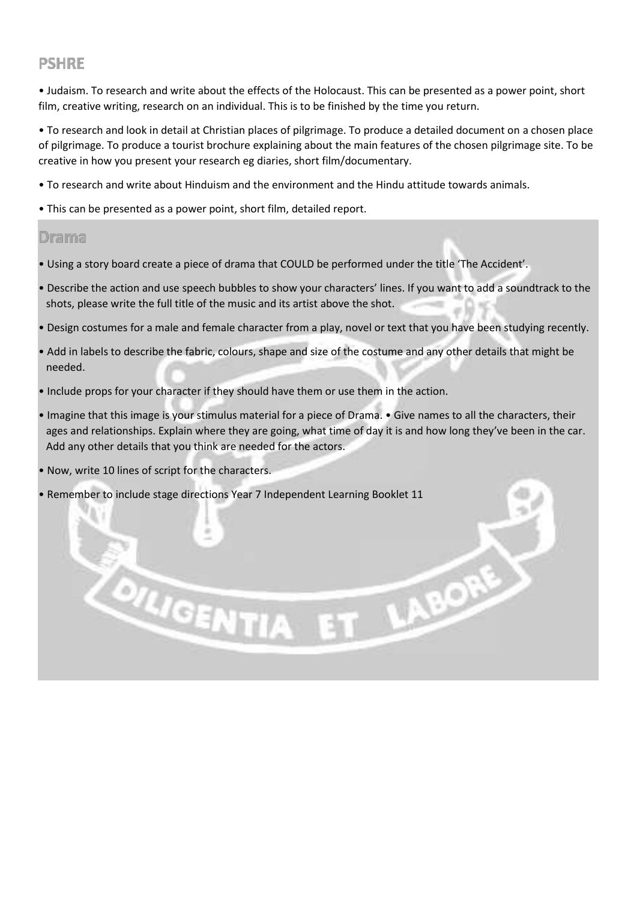## PSHRE

- Judaism. To research and write about the effects of the Holocaust. This can be presented as a power point, short film, creative writing, research on an individual. This is to be finished by the time you return.
- To research and look in detail at Christian places of pilgrimage. To produce a detailed document on a chosen place of pilgrimage. To produce a tourist brochure explaining about the main features of the chosen pilgrimage site. To be creative in how you present your research eg diaries, short film/documentary.
- To research and write about Hinduism and the environment and the Hindu attitude towards animals.
- This can be presented as a power point, short film, detailed report.

## Drama

- Using a story board create a piece of drama that COULD be performed under the title 'The Accident'.
- Describe the action and use speech bubbles to show your characters' lines. If you want to add a soundtrack to the shots, please write the full title of the music and its artist above the shot.
- Design costumes for a male and female character from a play, novel or text that you have been studying recently.
- Add in labels to describe the fabric, colours, shape and size of the costume and any other details that might be needed.
- Include props for your character if they should have them or use them in the action.
- Imagine that this image is your stimulus material for a piece of Drama. • Give names to all the characters, their ages and relationships. Explain where they are going, what time of day it is and how long they've been in the car. Add any other details that you think are needed for the actors.
- Now, write 10 lines of script for the characters.
- Remember to include stage directions Year 7 Independent Learning Booklet 11

DILIGENTIA ET LABORE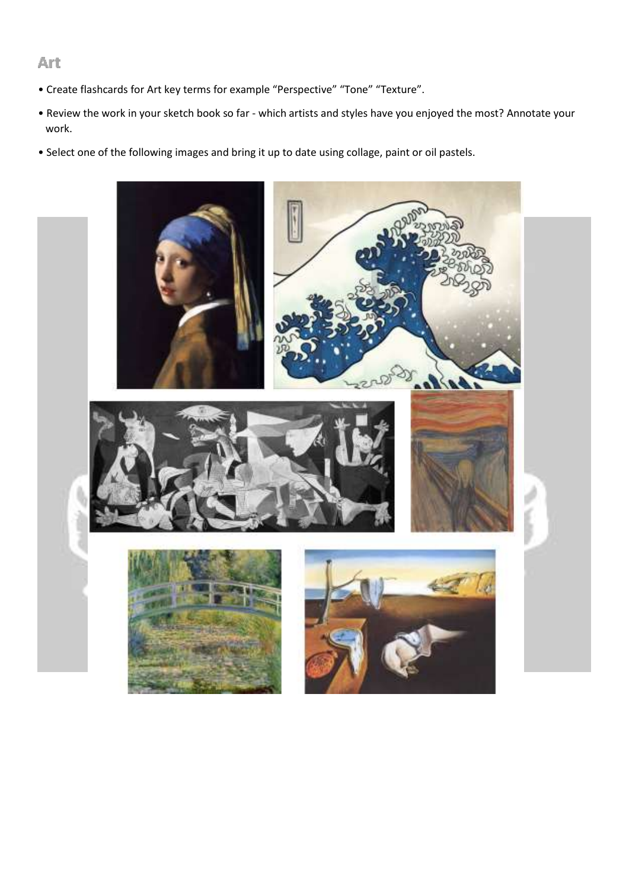## Art

- Create flashcards for Art key terms for example “Perspective” “Tone” “Texture”.
- Review the work in your sketch book so far - which artists and styles have you enjoyed the most? Annotate your work.
- Select one of the following images and bring it up to date using collage, paint or oil pastels.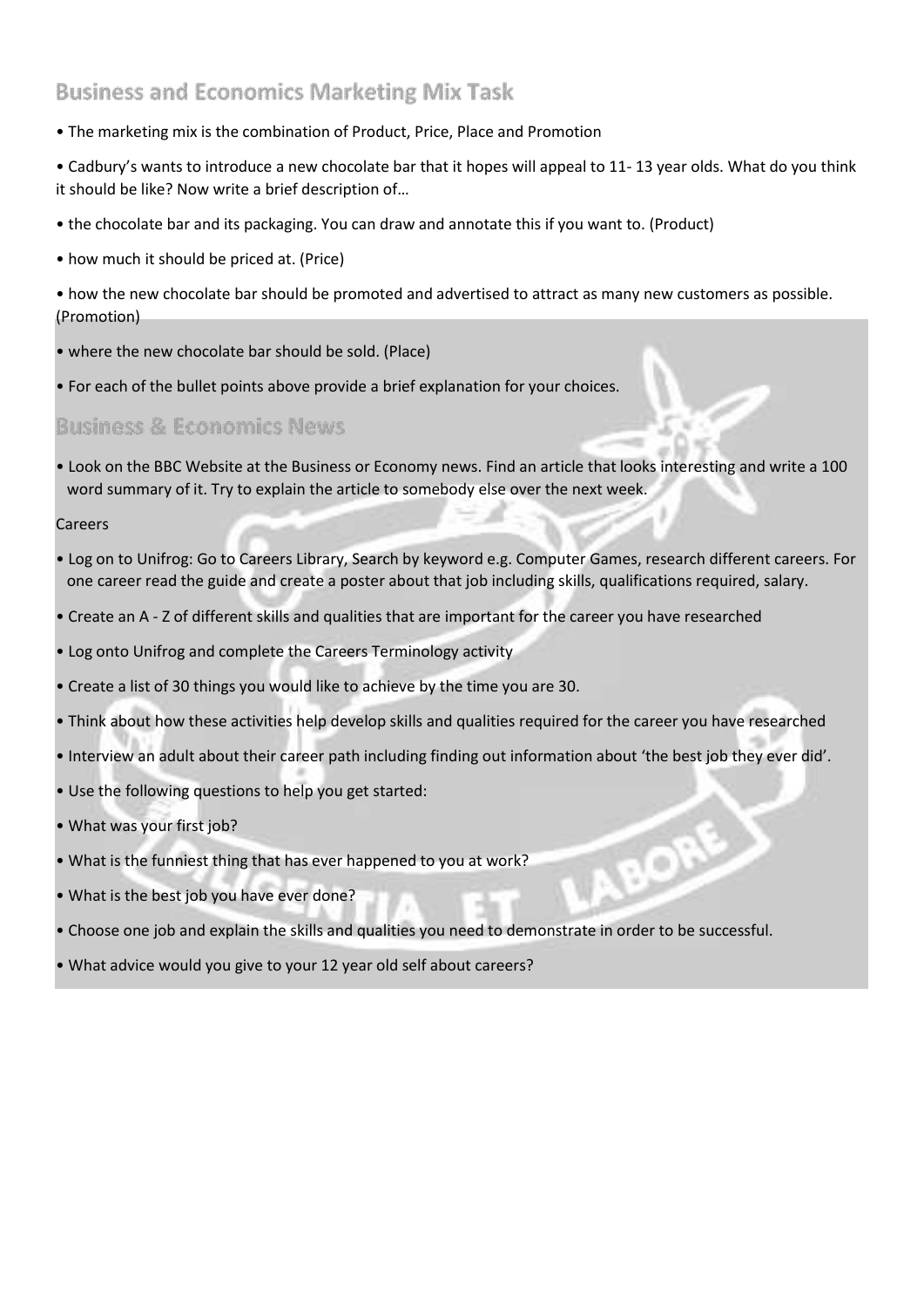## Business and Economics Marketing Mix Task

- The marketing mix is the combination of Product, Price, Place and Promotion
- Cadbury's wants to introduce a new chocolate bar that it hopes will appeal to 11- 13 year olds. What do you think it should be like? Now write a brief description of…
- the chocolate bar and its packaging. You can draw and annotate this if you want to. (Product)
- how much it should be priced at. (Price)
- how the new chocolate bar should be promoted and advertised to attract as many new customers as possible. (Promotion)
- where the new chocolate bar should be sold. (Place)
- For each of the bullet points above provide a brief explanation for your choices.

## Business & Economics News

- Look on the BBC Website at the Business or Economy news. Find an article that looks interesting and write a 100 word summary of it. Try to explain the article to somebody else over the next week.

Careers

- Log on to Unifrog: Go to Careers Library, Search by keyword e.g. Computer Games, research different careers. For one career read the guide and create a poster about that job including skills, qualifications required, salary.
- Create an A - Z of different skills and qualities that are important for the career you have researched
- Log onto Unifrog and complete the Careers Terminology activity
- Create a list of 30 things you would like to achieve by the time you are 30.
- Think about how these activities help develop skills and qualities required for the career you have researched
- Interview an adult about their career path including finding out information about 'the best job they ever did'.
- Use the following questions to help you get started:
- What was your first job?
- What is the funniest thing that has ever happened to you at work?
- What is the best job you have ever done?
- Choose one job and explain the skills and qualities you need to demonstrate in order to be successful.
- What advice would you give to your 12 year old self about careers?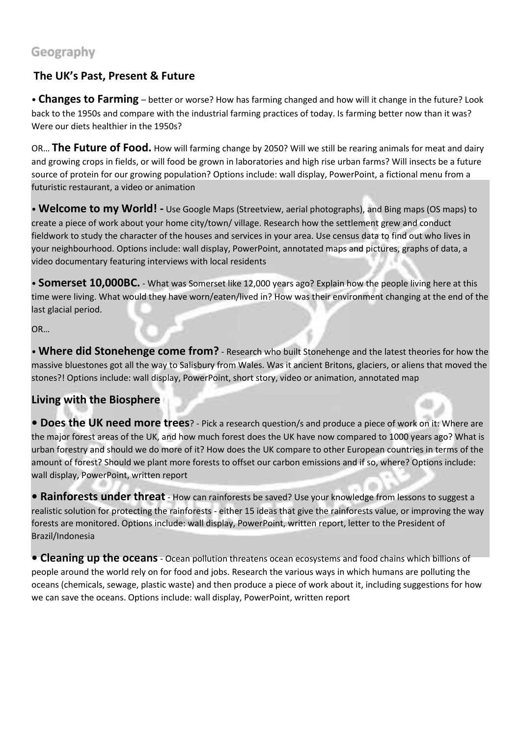## Geography

### The UK's Past, Present & Future

• **Changes to Farming** – better or worse? How has farming changed and how will it change in the future? Look back to the 1950s and compare with the industrial farming practices of today. Is farming better now than it was? Were our diets healthier in the 1950s?

OR… **The Future of Food.** How will farming change by 2050? Will we still be rearing animals for meat and dairy and growing crops in fields, or will food be grown in laboratories and high rise urban farms? Will insects be a future source of protein for our growing population? Options include: wall display, PowerPoint, a fictional menu from a futuristic restaurant, a video or animation

• **Welcome to my World! -** Use Google Maps (Streetview, aerial photographs), and Bing maps (OS maps) to create a piece of work about your home city/town/ village. Research how the settlement grew and conduct fieldwork to study the character of the houses and services in your area. Use census data to find out who lives in your neighbourhood. Options include: wall display, PowerPoint, annotated maps and pictures, graphs of data, a video documentary featuring interviews with local residents

• **Somerset 10,000BC.** - What was Somerset like 12,000 years ago? Explain how the people living here at this time were living. What would they have worn/eaten/lived in? How was their environment changing at the end of the last glacial period.

OR…

• **Where did Stonehenge come from?** - Research who built Stonehenge and the latest theories for how the massive bluestones got all the way to Salisbury from Wales. Was it ancient Britons, glaciers, or aliens that moved the stones?! Options include: wall display, PowerPoint, short story, video or animation, annotated map

### Living with the Biosphere

• **Does the UK need more trees**? - Pick a research question/s and produce a piece of work on it: Where are the major forest areas of the UK, and how much forest does the UK have now compared to 1000 years ago? What is urban forestry and should we do more of it? How does the UK compare to other European countries in terms of the amount of forest? Should we plant more forests to offset our carbon emissions and if so, where? Options include: wall display, PowerPoint, written report

• **Rainforests under threat** - How can rainforests be saved? Use your knowledge from lessons to suggest a realistic solution for protecting the rainforests - either 15 ideas that give the rainforests value, or improving the way forests are monitored. Options include: wall display, PowerPoint, written report, letter to the President of Brazil/Indonesia

• **Cleaning up the oceans** - Ocean pollution threatens ocean ecosystems and food chains which billions of people around the world rely on for food and jobs. Research the various ways in which humans are polluting the oceans (chemicals, sewage, plastic waste) and then produce a piece of work about it, including suggestions for how we can save the oceans. Options include: wall display, PowerPoint, written report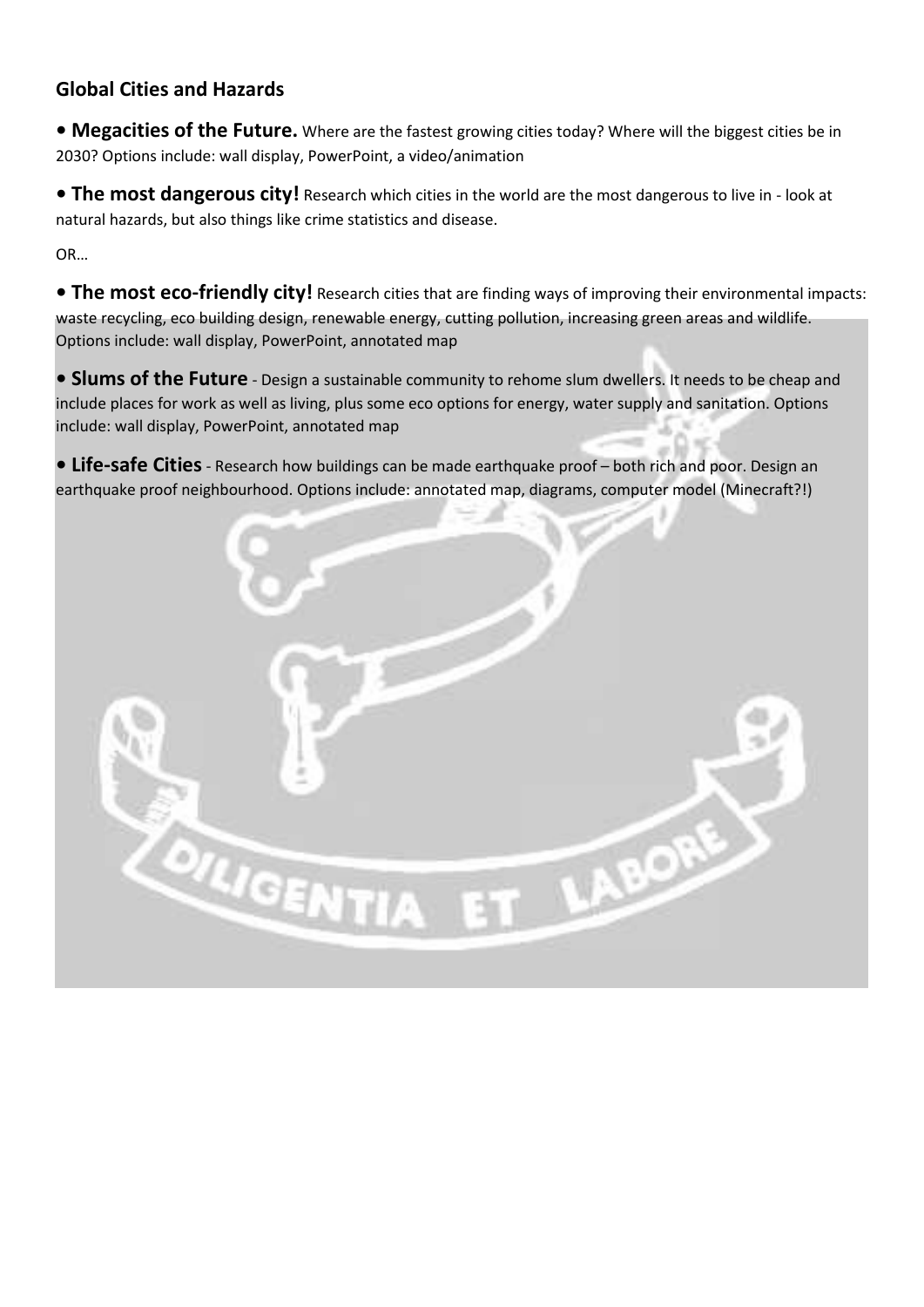## Global Cities and Hazards

- **Megacities of the Future.** Where are the fastest growing cities today? Where will the biggest cities be in 2030? Options include: wall display, PowerPoint, a video/animation

- **The most dangerous city!** Research which cities in the world are the most dangerous to live in - look at natural hazards, but also things like crime statistics and disease.

OR…

- **The most eco-friendly city!** Research cities that are finding ways of improving their environmental impacts: waste recycling, eco building design, renewable energy, cutting pollution, increasing green areas and wildlife. Options include: wall display, PowerPoint, annotated map

- **Slums of the Future** - Design a sustainable community to rehome slum dwellers. It needs to be cheap and include places for work as well as living, plus some eco options for energy, water supply and sanitation. Options include: wall display, PowerPoint, annotated map

- **Life-safe Cities** - Research how buildings can be made earthquake proof – both rich and poor. Design an earthquake proof neighbourhood. Options include: annotated map, diagrams, computer model (Minecraft?!)